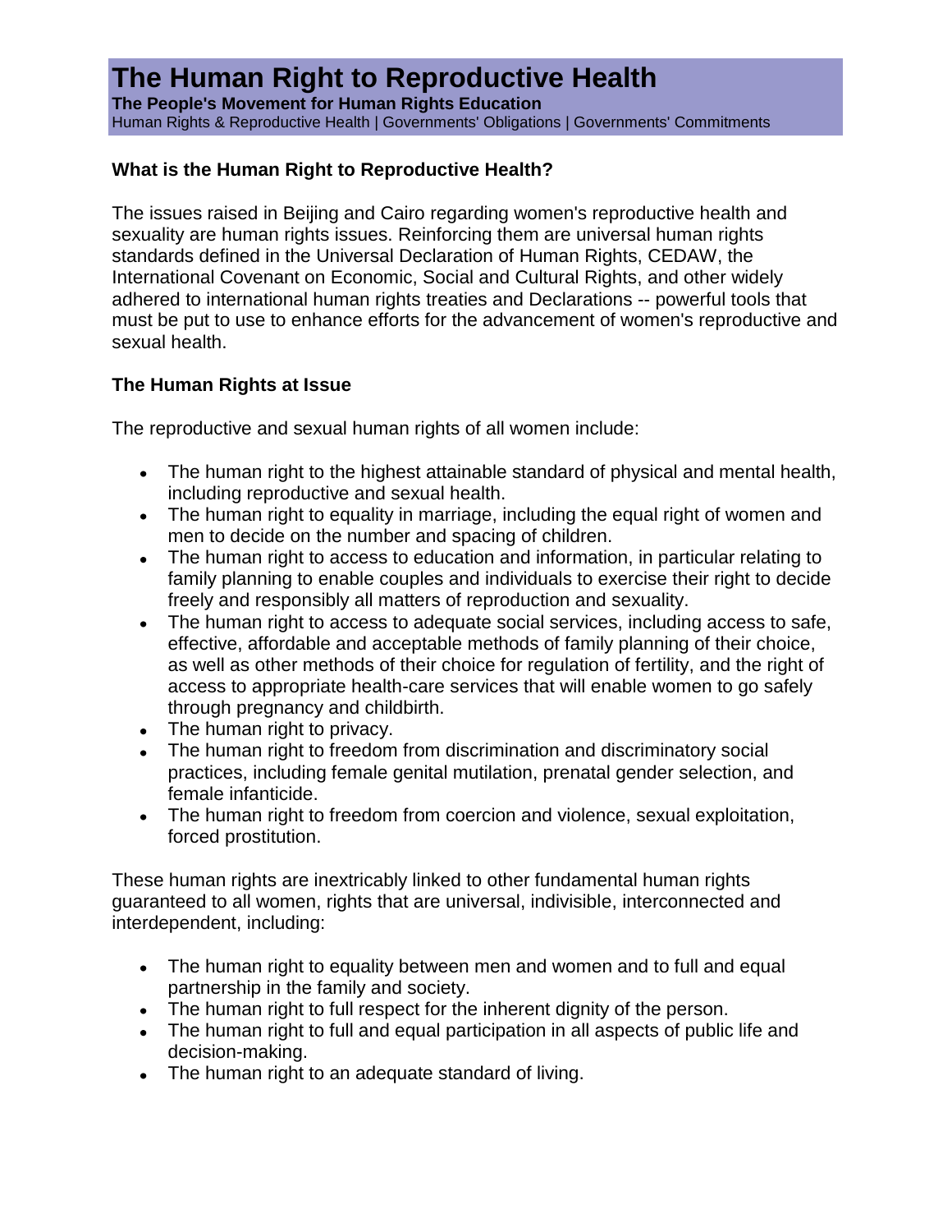# The Human Right to Reproductive Health

**The People's Movement for Human Rights Education**

Human Rights & Reproductive Health | Governments' Obligations | Governments' Commitments

### What is the Human Right to Reproductive Health?

The issues raised in Beijing and Cairo regarding women's reproductive health and sexuality are human rights issues. Reinforcing them are universal human rights standards defined in the Universal Declaration of Human Rights, CEDAW, the International Covenant on Economic, Social and Cultural Rights, and other widely adhered to international human rights treaties and Declarations -- powerful tools that must be put to use to enhance efforts for the advancement of women's reproductive and sexual health.

### The Human Rights at Issue

The reproductive and sexual human rights of all women include:

- The human right to the highest attainable standard of physical and mental health, including reproductive and sexual health.
- The human right to equality in marriage, including the equal right of women and men to decide on the number and spacing of children.
- The human right to access to education and information, in particular relating to family planning to enable couples and individuals to exercise their right to decide freely and responsibly all matters of reproduction and sexuality.
- The human right to access to adequate social services, including access to safe, effective, affordable and acceptable methods of family planning of their choice, as well as other methods of their choice for regulation of fertility, and the right of access to appropriate health-care services that will enable women to go safely through pregnancy and childbirth.
- The human right to privacy.
- The human right to freedom from discrimination and discriminatory social practices, including female genital mutilation, prenatal gender selection, and female infanticide.
- The human right to freedom from coercion and violence, sexual exploitation, forced prostitution.

These human rights are inextricably linked to other fundamental human rights guaranteed to all women, rights that are universal, indivisible, interconnected and interdependent, including:

- The human right to equality between men and women and to full and equal partnership in the family and society.
- The human right to full respect for the inherent dignity of the person.
- The human right to full and equal participation in all aspects of public life and decision-making.
- The human right to an adequate standard of living.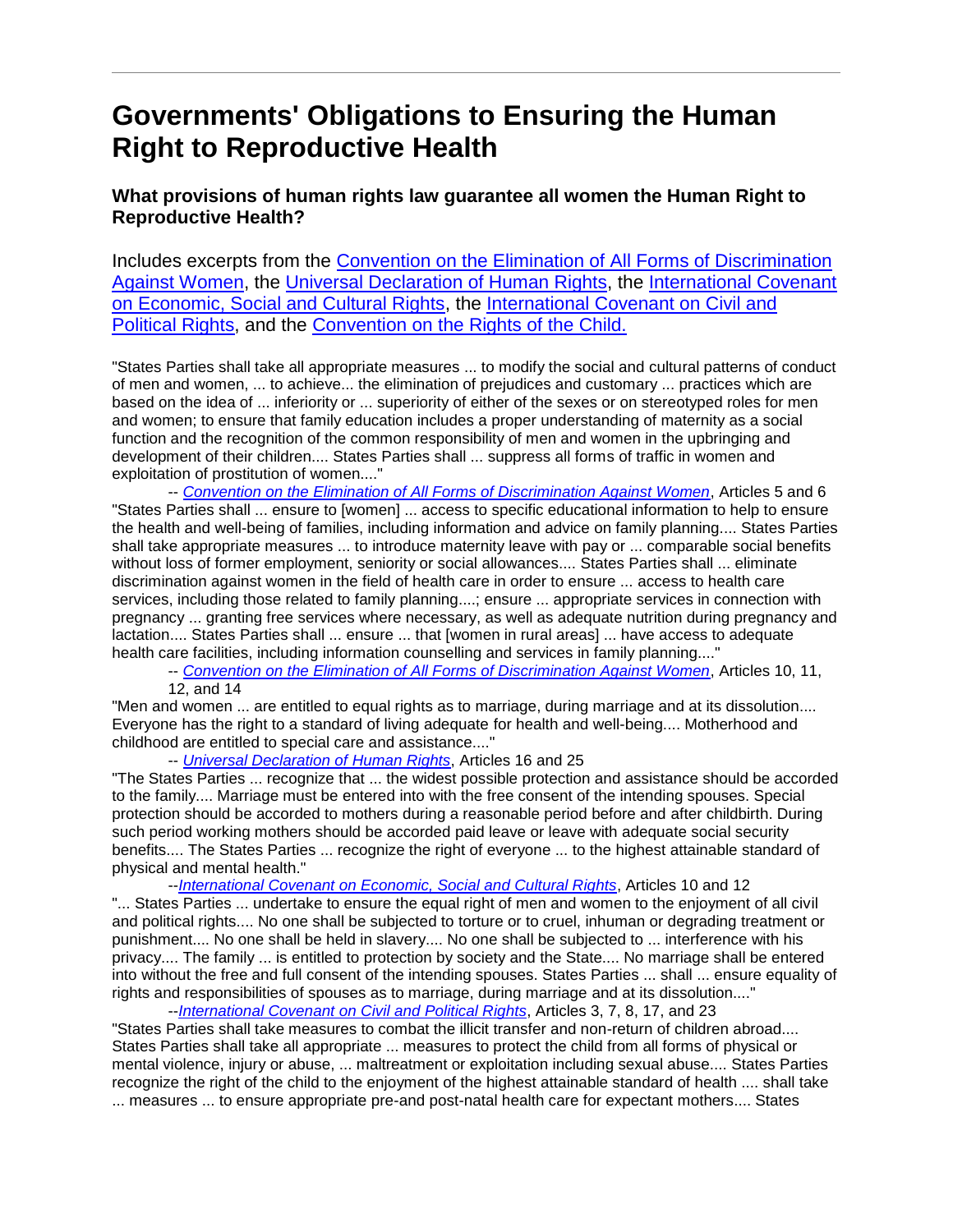# Governments' Obligations to Ensuring the Human Right to Reproductive Health

### What provisions of human rights law guarantee all women the Human Right to Reproductive Health?

Includes excerpts from the [Convention on the Elimination of All Forms of Discrimination Against Women](), the [Universal Declaration of Human Rights](), the [International Covenant on Economic, Social and Cultural Rights](), the [International Covenant on Civil and Political Rights](), and the [Convention on the Rights of the Child.]()

"States Parties shall take all appropriate measures ... to modify the social and cultural patterns of conduct of men and women, ... to achieve... the elimination of prejudices and customary ... practices which are based on the idea of ... inferiority or ... superiority of either of the sexes or on stereotyped roles for men and women; to ensure that family education includes a proper understanding of maternity as a social function and the recognition of the common responsibility of men and women in the upbringing and development of their children.... States Parties shall ... suppress all forms of traffic in women and exploitation of prostitution of women...."

-- *Convention on the Elimination of All Forms of Discrimination Against Women*, Articles 5 and 6

"States Parties shall ... ensure to [women] ... access to specific educational information to help to ensure the health and well-being of families, including information and advice on family planning.... States Parties shall take appropriate measures ... to introduce maternity leave with pay or ... comparable social benefits without loss of former employment, seniority or social allowances.... States Parties shall ... eliminate discrimination against women in the field of health care in order to ensure ... access to health care services, including those related to family planning....; ensure ... appropriate services in connection with pregnancy ... granting free services where necessary, as well as adequate nutrition during pregnancy and lactation.... States Parties shall ... ensure ... that [women in rural areas] ... have access to adequate health care facilities, including information counselling and services in family planning...."

-- *Convention on the Elimination of All Forms of Discrimination Against Women*, Articles 10, 11, 12, and 14

"Men and women ... are entitled to equal rights as to marriage, during marriage and at its dissolution.... Everyone has the right to a standard of living adequate for health and well-being.... Motherhood and childhood are entitled to special care and assistance...."

-- *Universal Declaration of Human Rights*, Articles 16 and 25

"The States Parties ... recognize that ... the widest possible protection and assistance should be accorded to the family.... Marriage must be entered into with the free consent of the intending spouses. Special protection should be accorded to mothers during a reasonable period before and after childbirth. During such period working mothers should be accorded paid leave or leave with adequate social security benefits.... The States Parties ... recognize the right of everyone ... to the highest attainable standard of physical and mental health."

--*International Covenant on Economic, Social and Cultural Rights*, Articles 10 and 12

"... States Parties ... undertake to ensure the equal right of men and women to the enjoyment of all civil and political rights.... No one shall be subjected to torture or to cruel, inhuman or degrading treatment or punishment.... No one shall be held in slavery.... No one shall be subjected to ... interference with his privacy.... The family ... is entitled to protection by society and the State.... No marriage shall be entered into without the free and full consent of the intending spouses. States Parties ... shall ... ensure equality of rights and responsibilities of spouses as to marriage, during marriage and at its dissolution...."

--*International Covenant on Civil and Political Rights*, Articles 3, 7, 8, 17, and 23

"States Parties shall take measures to combat the illicit transfer and non-return of children abroad.... States Parties shall take all appropriate ... measures to protect the child from all forms of physical or mental violence, injury or abuse, ... maltreatment or exploitation including sexual abuse.... States Parties recognize the right of the child to the enjoyment of the highest attainable standard of health .... shall take ... measures ... to ensure appropriate pre-and post-natal health care for expectant mothers.... States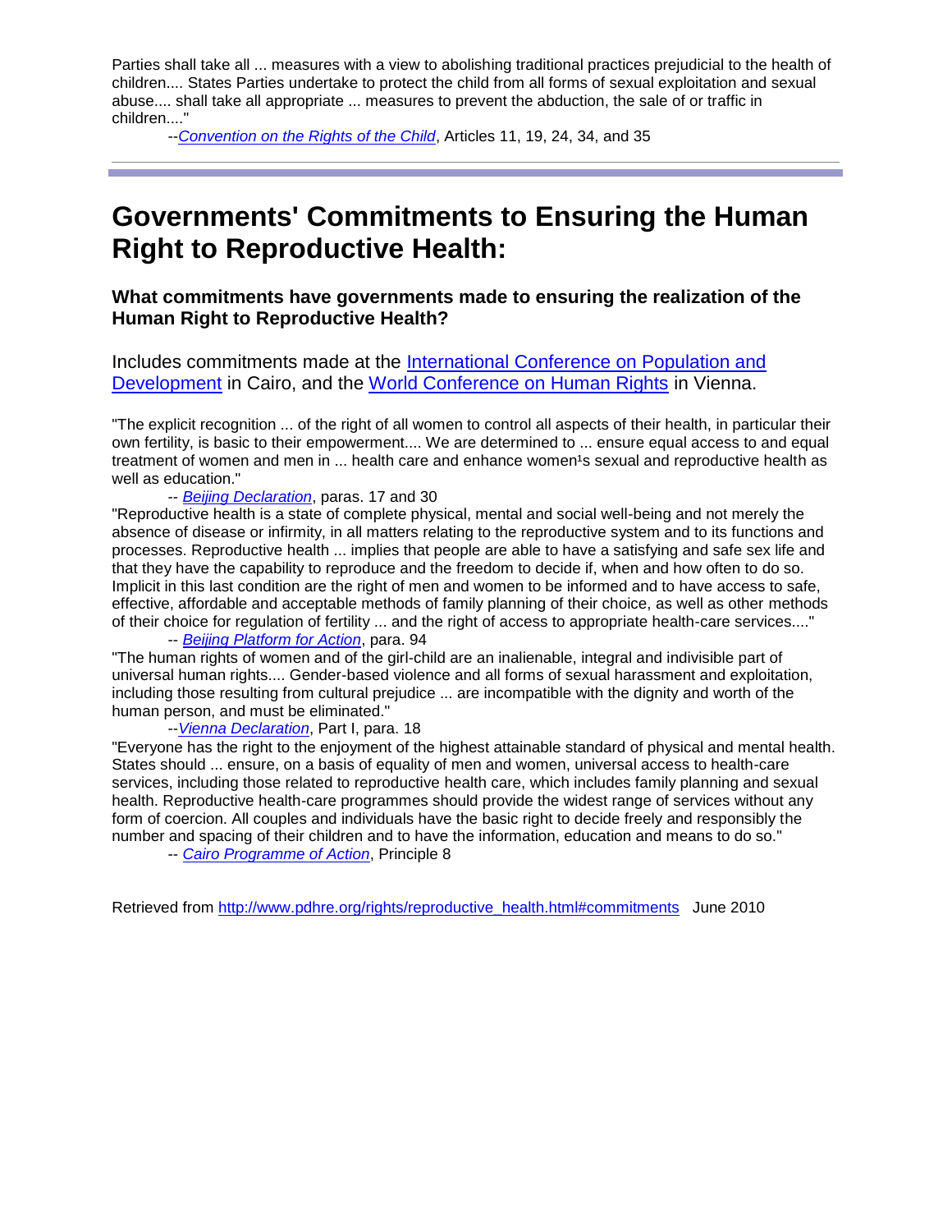Parties shall take all ... measures with a view to abolishing traditional practices prejudicial to the health of children.... States Parties undertake to protect the child from all forms of sexual exploitation and sexual abuse.... shall take all appropriate ... measures to prevent the abduction, the sale of or traffic in children...."

--*Convention on the Rights of the Child*, Articles 11, 19, 24, 34, and 35

---

# Governments' Commitments to Ensuring the Human Right to Reproductive Health:

### What commitments have governments made to ensuring the realization of the Human Right to Reproductive Health?

Includes commitments made at the International Conference on Population and Development in Cairo, and the World Conference on Human Rights in Vienna.

"The explicit recognition ... of the right of all women to control all aspects of their health, in particular their own fertility, is basic to their empowerment.... We are determined to ... ensure equal access to and equal treatment of women and men in ... health care and enhance women¹s sexual and reproductive health as well as education."

-- *Beijing Declaration*, paras. 17 and 30

"Reproductive health is a state of complete physical, mental and social well-being and not merely the absence of disease or infirmity, in all matters relating to the reproductive system and to its functions and processes. Reproductive health ... implies that people are able to have a satisfying and safe sex life and that they have the capability to reproduce and the freedom to decide if, when and how often to do so. Implicit in this last condition are the right of men and women to be informed and to have access to safe, effective, affordable and acceptable methods of family planning of their choice, as well as other methods of their choice for regulation of fertility ... and the right of access to appropriate health-care services...."

-- *Beijing Platform for Action*, para. 94

"The human rights of women and of the girl-child are an inalienable, integral and indivisible part of universal human rights.... Gender-based violence and all forms of sexual harassment and exploitation, including those resulting from cultural prejudice ... are incompatible with the dignity and worth of the human person, and must be eliminated."

--*Vienna Declaration*, Part I, para. 18

"Everyone has the right to the enjoyment of the highest attainable standard of physical and mental health. States should ... ensure, on a basis of equality of men and women, universal access to health-care services, including those related to reproductive health care, which includes family planning and sexual health. Reproductive health-care programmes should provide the widest range of services without any form of coercion. All couples and individuals have the basic right to decide freely and responsibly the number and spacing of their children and to have the information, education and means to do so."

-- *Cairo Programme of Action*, Principle 8

Retrieved from http://www.pdhre.org/rights/reproductive_health.html#commitments June 2010